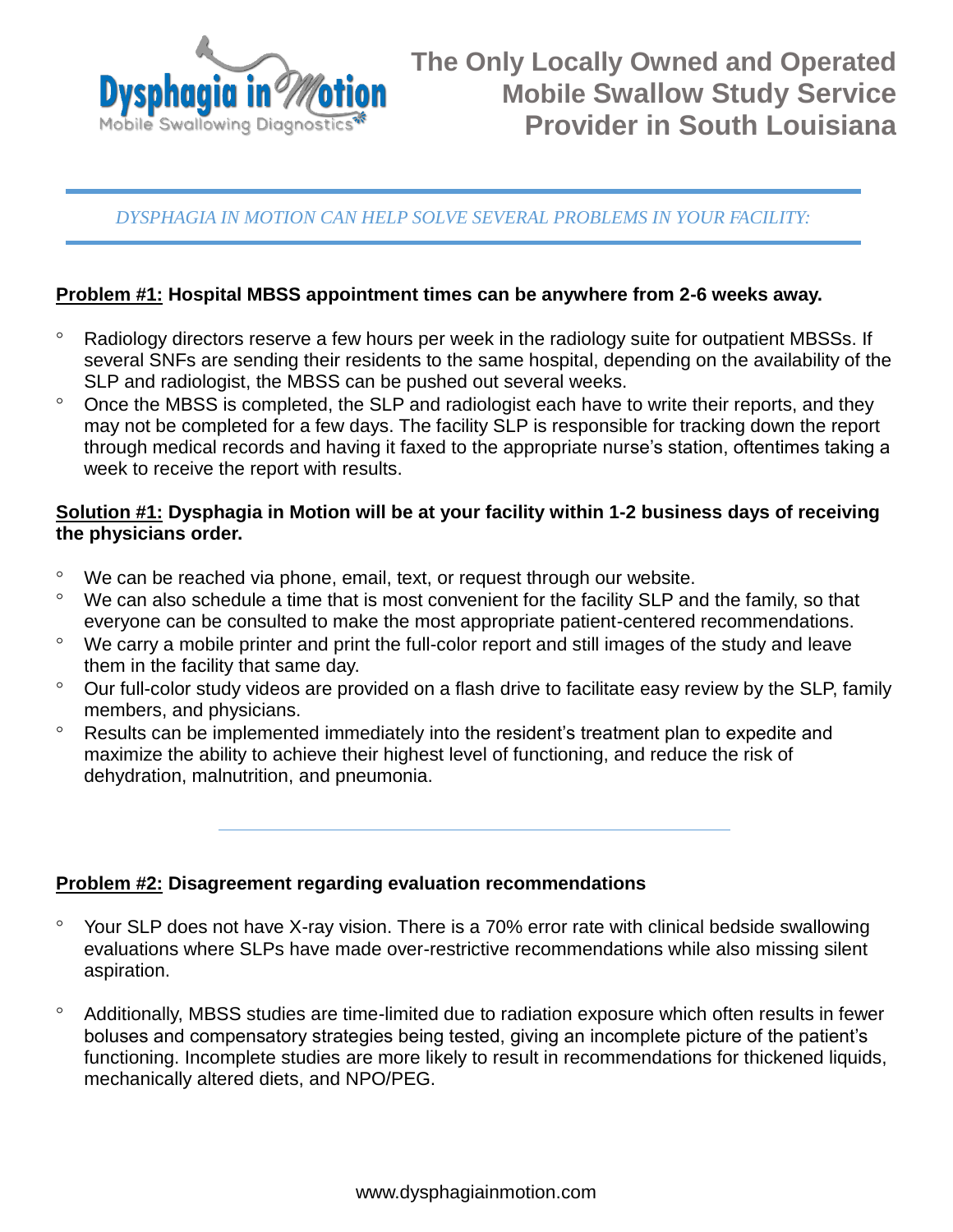Dysphagia in Motion
Mobile Swallowing Diagnostics

# The Only Locally Owned and Operated Mobile Swallow Study Service Provider in South Louisiana

*DYSPHAGIA IN MOTION CAN HELP SOLVE SEVERAL PROBLEMS IN YOUR FACILITY:*

**Problem #1: Hospital MBSS appointment times can be anywhere from 2-6 weeks away.**

- Radiology directors reserve a few hours per week in the radiology suite for outpatient MBSSs. If several SNFs are sending their residents to the same hospital, depending on the availability of the SLP and radiologist, the MBSS can be pushed out several weeks.
- Once the MBSS is completed, the SLP and radiologist each have to write their reports, and they may not be completed for a few days. The facility SLP is responsible for tracking down the report through medical records and having it faxed to the appropriate nurse's station, oftentimes taking a week to receive the report with results.

**Solution #1: Dysphagia in Motion will be at your facility within 1-2 business days of receiving the physicians order.**

- We can be reached via phone, email, text, or request through our website.
- We can also schedule a time that is most convenient for the facility SLP and the family, so that everyone can be consulted to make the most appropriate patient-centered recommendations.
- We carry a mobile printer and print the full-color report and still images of the study and leave them in the facility that same day.
- Our full-color study videos are provided on a flash drive to facilitate easy review by the SLP, family members, and physicians.
- Results can be implemented immediately into the resident's treatment plan to expedite and maximize the ability to achieve their highest level of functioning, and reduce the risk of dehydration, malnutrition, and pneumonia.

---

**Problem #2: Disagreement regarding evaluation recommendations**

- Your SLP does not have X-ray vision. There is a 70% error rate with clinical bedside swallowing evaluations where SLPs have made over-restrictive recommendations while also missing silent aspiration.
- Additionally, MBSS studies are time-limited due to radiation exposure which often results in fewer boluses and compensatory strategies being tested, giving an incomplete picture of the patient's functioning. Incomplete studies are more likely to result in recommendations for thickened liquids, mechanically altered diets, and NPO/PEG.

www.dysphagiainmotion.com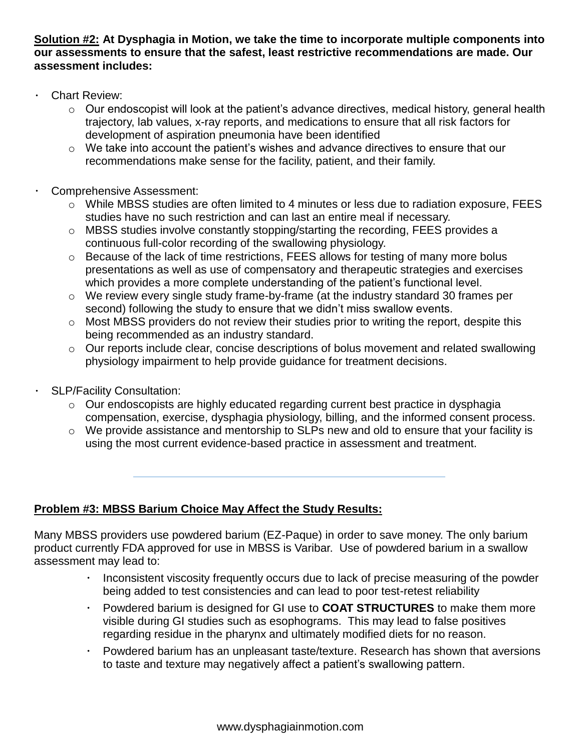**<u>Solution #2:</u> At Dysphagia in Motion, we take the time to incorporate multiple components into our assessments to ensure that the safest, least restrictive recommendations are made. Our assessment includes:**

- Chart Review:
    - Our endoscopist will look at the patient's advance directives, medical history, general health trajectory, lab values, x-ray reports, and medications to ensure that all risk factors for development of aspiration pneumonia have been identified
    - We take into account the patient's wishes and advance directives to ensure that our recommendations make sense for the facility, patient, and their family.

- Comprehensive Assessment:
    - While MBSS studies are often limited to 4 minutes or less due to radiation exposure, FEES studies have no such restriction and can last an entire meal if necessary.
    - MBSS studies involve constantly stopping/starting the recording, FEES provides a continuous full-color recording of the swallowing physiology.
    - Because of the lack of time restrictions, FEES allows for testing of many more bolus presentations as well as use of compensatory and therapeutic strategies and exercises which provides a more complete understanding of the patient's functional level.
    - We review every single study frame-by-frame (at the industry standard 30 frames per second) following the study to ensure that we didn't miss swallow events.
    - Most MBSS providers do not review their studies prior to writing the report, despite this being recommended as an industry standard.
    - Our reports include clear, concise descriptions of bolus movement and related swallowing physiology impairment to help provide guidance for treatment decisions.

- SLP/Facility Consultation:
    - Our endoscopists are highly educated regarding current best practice in dysphagia compensation, exercise, dysphagia physiology, billing, and the informed consent process.
    - We provide assistance and mentorship to SLPs new and old to ensure that your facility is using the most current evidence-based practice in assessment and treatment.

---

**<u>Problem #3: MBSS Barium Choice May Affect the Study Results:</u>**

Many MBSS providers use powdered barium (EZ-Paque) in order to save money. The only barium product currently FDA approved for use in MBSS is Varibar. Use of powdered barium in a swallow assessment may lead to:

- Inconsistent viscosity frequently occurs due to lack of precise measuring of the powder being added to test consistencies and can lead to poor test-retest reliability
- Powdered barium is designed for GI use to **COAT STRUCTURES** to make them more visible during GI studies such as esophograms. This may lead to false positives regarding residue in the pharynx and ultimately modified diets for no reason.
- Powdered barium has an unpleasant taste/texture. Research has shown that aversions to taste and texture may negatively affect a patient's swallowing pattern.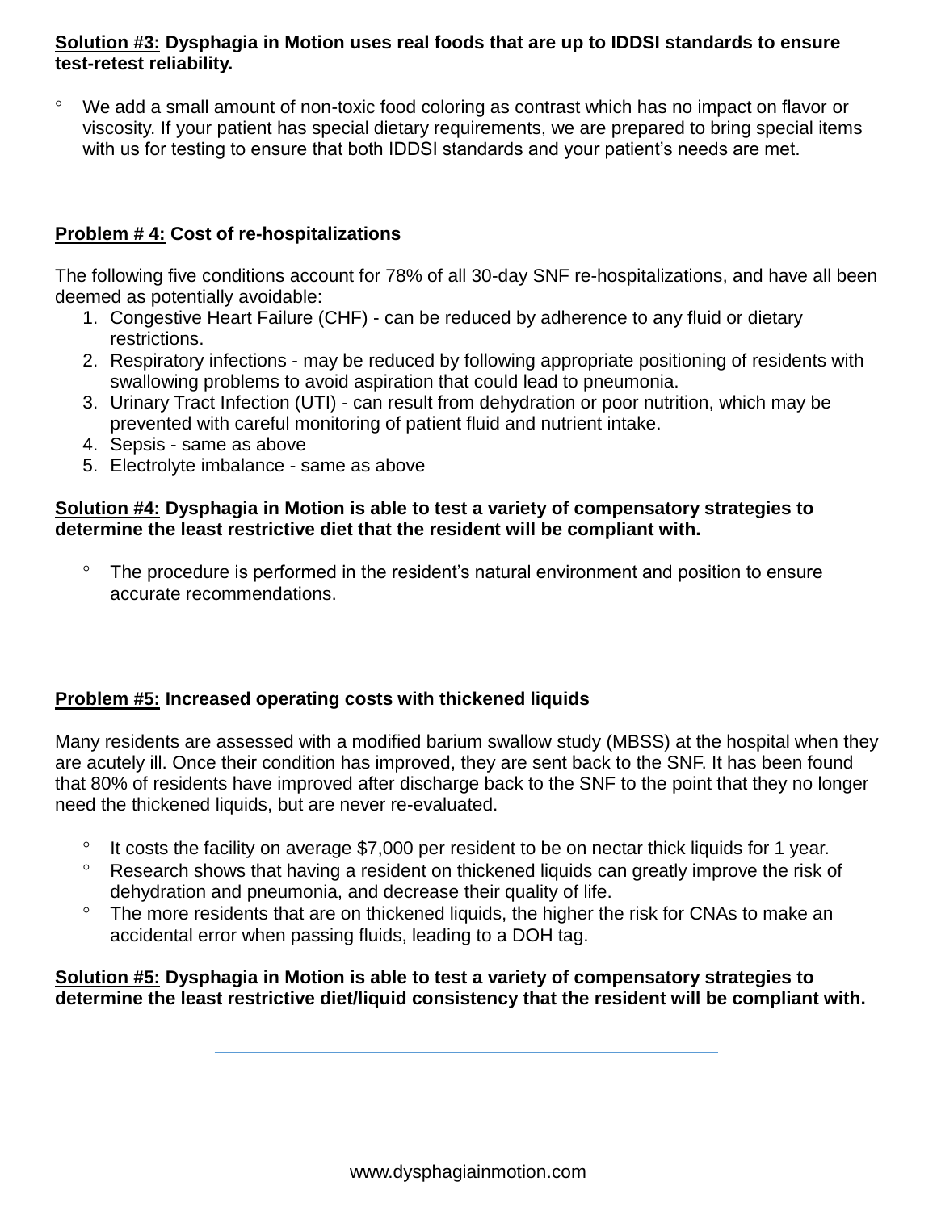**<u>Solution #3:</u> Dysphagia in Motion uses real foods that are up to IDDSI standards to ensure test-retest reliability.**

- We add a small amount of non-toxic food coloring as contrast which has no impact on flavor or viscosity. If your patient has special dietary requirements, we are prepared to bring special items with us for testing to ensure that both IDDSI standards and your patient's needs are met.

---

**<u>Problem # 4:</u> Cost of re-hospitalizations**

The following five conditions account for 78% of all 30-day SNF re-hospitalizations, and have all been deemed as potentially avoidable:

1. Congestive Heart Failure (CHF) - can be reduced by adherence to any fluid or dietary restrictions.
2. Respiratory infections - may be reduced by following appropriate positioning of residents with swallowing problems to avoid aspiration that could lead to pneumonia.
3. Urinary Tract Infection (UTI) - can result from dehydration or poor nutrition, which may be prevented with careful monitoring of patient fluid and nutrient intake.
4. Sepsis - same as above
5. Electrolyte imbalance - same as above

**<u>Solution #4:</u> Dysphagia in Motion is able to test a variety of compensatory strategies to determine the least restrictive diet that the resident will be compliant with.**

- The procedure is performed in the resident's natural environment and position to ensure accurate recommendations.

---

**<u>Problem #5:</u> Increased operating costs with thickened liquids**

Many residents are assessed with a modified barium swallow study (MBSS) at the hospital when they are acutely ill. Once their condition has improved, they are sent back to the SNF. It has been found that 80% of residents have improved after discharge back to the SNF to the point that they no longer need the thickened liquids, but are never re-evaluated.

- It costs the facility on average $7,000 per resident to be on nectar thick liquids for 1 year.
- Research shows that having a resident on thickened liquids can greatly improve the risk of dehydration and pneumonia, and decrease their quality of life.
- The more residents that are on thickened liquids, the higher the risk for CNAs to make an accidental error when passing fluids, leading to a DOH tag.

**<u>Solution #5:</u> Dysphagia in Motion is able to test a variety of compensatory strategies to determine the least restrictive diet/liquid consistency that the resident will be compliant with.**

---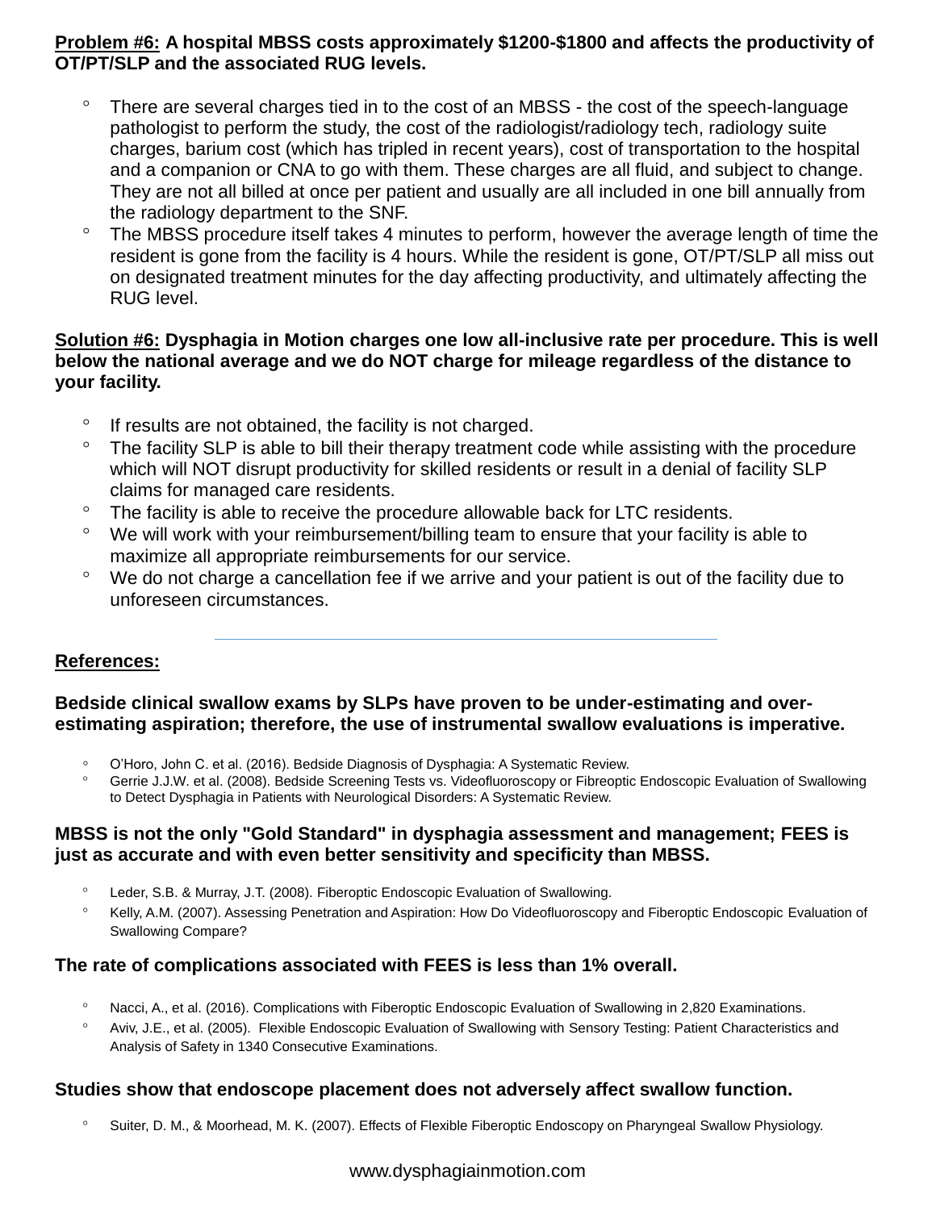**Problem #6: A hospital MBSS costs approximately $1200-$1800 and affects the productivity of OT/PT/SLP and the associated RUG levels.**

- There are several charges tied in to the cost of an MBSS - the cost of the speech-language pathologist to perform the study, the cost of the radiologist/radiology tech, radiology suite charges, barium cost (which has tripled in recent years), cost of transportation to the hospital and a companion or CNA to go with them. These charges are all fluid, and subject to change. They are not all billed at once per patient and usually are all included in one bill annually from the radiology department to the SNF.
- The MBSS procedure itself takes 4 minutes to perform, however the average length of time the resident is gone from the facility is 4 hours. While the resident is gone, OT/PT/SLP all miss out on designated treatment minutes for the day affecting productivity, and ultimately affecting the RUG level.

**Solution #6: Dysphagia in Motion charges one low all-inclusive rate per procedure. This is well below the national average and we do NOT charge for mileage regardless of the distance to your facility.**

- If results are not obtained, the facility is not charged.
- The facility SLP is able to bill their therapy treatment code while assisting with the procedure which will NOT disrupt productivity for skilled residents or result in a denial of facility SLP claims for managed care residents.
- The facility is able to receive the procedure allowable back for LTC residents.
- We will work with your reimbursement/billing team to ensure that your facility is able to maximize all appropriate reimbursements for our service.
- We do not charge a cancellation fee if we arrive and your patient is out of the facility due to unforeseen circumstances.

---

**References:**

**Bedside clinical swallow exams by SLPs have proven to be under-estimating and over-estimating aspiration; therefore, the use of instrumental swallow evaluations is imperative.**

- O'Horo, John C. et al. (2016). Bedside Diagnosis of Dysphagia: A Systematic Review.
- Gerrie J.J.W. et al. (2008). Bedside Screening Tests vs. Videofluoroscopy or Fibreoptic Endoscopic Evaluation of Swallowing to Detect Dysphagia in Patients with Neurological Disorders: A Systematic Review.

**MBSS is not the only "Gold Standard" in dysphagia assessment and management; FEES is just as accurate and with even better sensitivity and specificity than MBSS.**

- Leder, S.B. & Murray, J.T. (2008). Fiberoptic Endoscopic Evaluation of Swallowing.
- Kelly, A.M. (2007). Assessing Penetration and Aspiration: How Do Videofluoroscopy and Fiberoptic Endoscopic Evaluation of Swallowing Compare?

**The rate of complications associated with FEES is less than 1% overall.**

- Nacci, A., et al. (2016). Complications with Fiberoptic Endoscopic Evaluation of Swallowing in 2,820 Examinations.
- Aviv, J.E., et al. (2005). Flexible Endoscopic Evaluation of Swallowing with Sensory Testing: Patient Characteristics and Analysis of Safety in 1340 Consecutive Examinations.

**Studies show that endoscope placement does not adversely affect swallow function.**

- Suiter, D. M., & Moorhead, M. K. (2007). Effects of Flexible Fiberoptic Endoscopy on Pharyngeal Swallow Physiology.

www.dysphagiainmotion.com